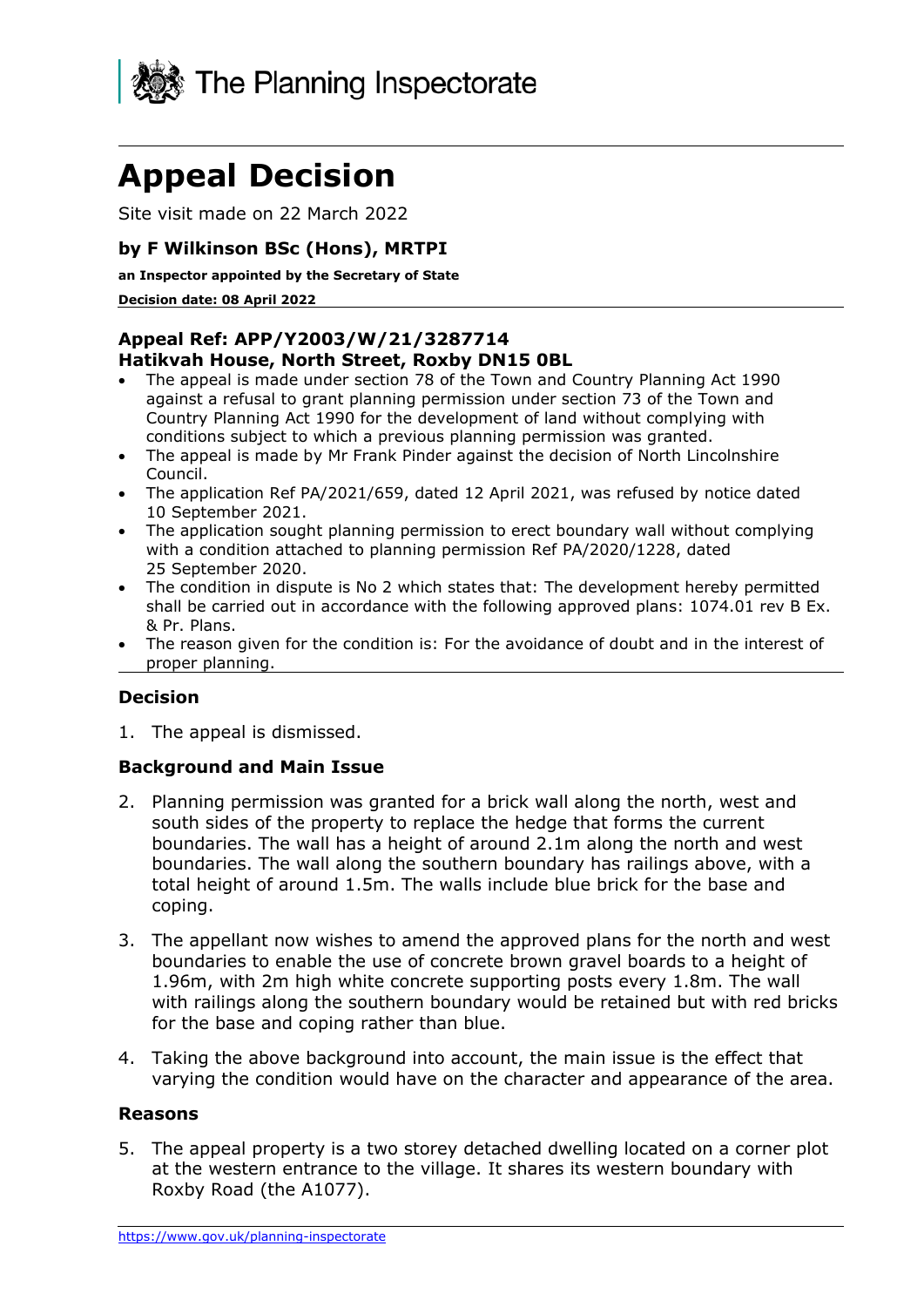The Planning Inspectorate

# Appeal Decision

Site visit made on 22 March 2022

**by F Wilkinson BSc (Hons), MRTPI**

**an Inspector appointed by the Secretary of State**

**Decision date: 08 April 2022**

**Appeal Ref: APP/Y2003/W/21/3287714**
**Hatikvah House, North Street, Roxby DN15 0BL**

- The appeal is made under section 78 of the Town and Country Planning Act 1990 against a refusal to grant planning permission under section 73 of the Town and Country Planning Act 1990 for the development of land without complying with conditions subject to which a previous planning permission was granted.
- The appeal is made by Mr Frank Pinder against the decision of North Lincolnshire Council.
- The application Ref PA/2021/659, dated 12 April 2021, was refused by notice dated 10 September 2021.
- The application sought planning permission to erect boundary wall without complying with a condition attached to planning permission Ref PA/2020/1228, dated 25 September 2020.
- The condition in dispute is No 2 which states that: The development hereby permitted shall be carried out in accordance with the following approved plans: 1074.01 rev B Ex. & Pr. Plans.
- The reason given for the condition is: For the avoidance of doubt and in the interest of proper planning.

### Decision

1. The appeal is dismissed.

### Background and Main Issue

2. Planning permission was granted for a brick wall along the north, west and south sides of the property to replace the hedge that forms the current boundaries. The wall has a height of around 2.1m along the north and west boundaries. The wall along the southern boundary has railings above, with a total height of around 1.5m. The walls include blue brick for the base and coping.

3. The appellant now wishes to amend the approved plans for the north and west boundaries to enable the use of concrete brown gravel boards to a height of 1.96m, with 2m high white concrete supporting posts every 1.8m. The wall with railings along the southern boundary would be retained but with red bricks for the base and coping rather than blue.

4. Taking the above background into account, the main issue is the effect that varying the condition would have on the character and appearance of the area.

### Reasons

5. The appeal property is a two storey detached dwelling located on a corner plot at the western entrance to the village. It shares its western boundary with Roxby Road (the A1077).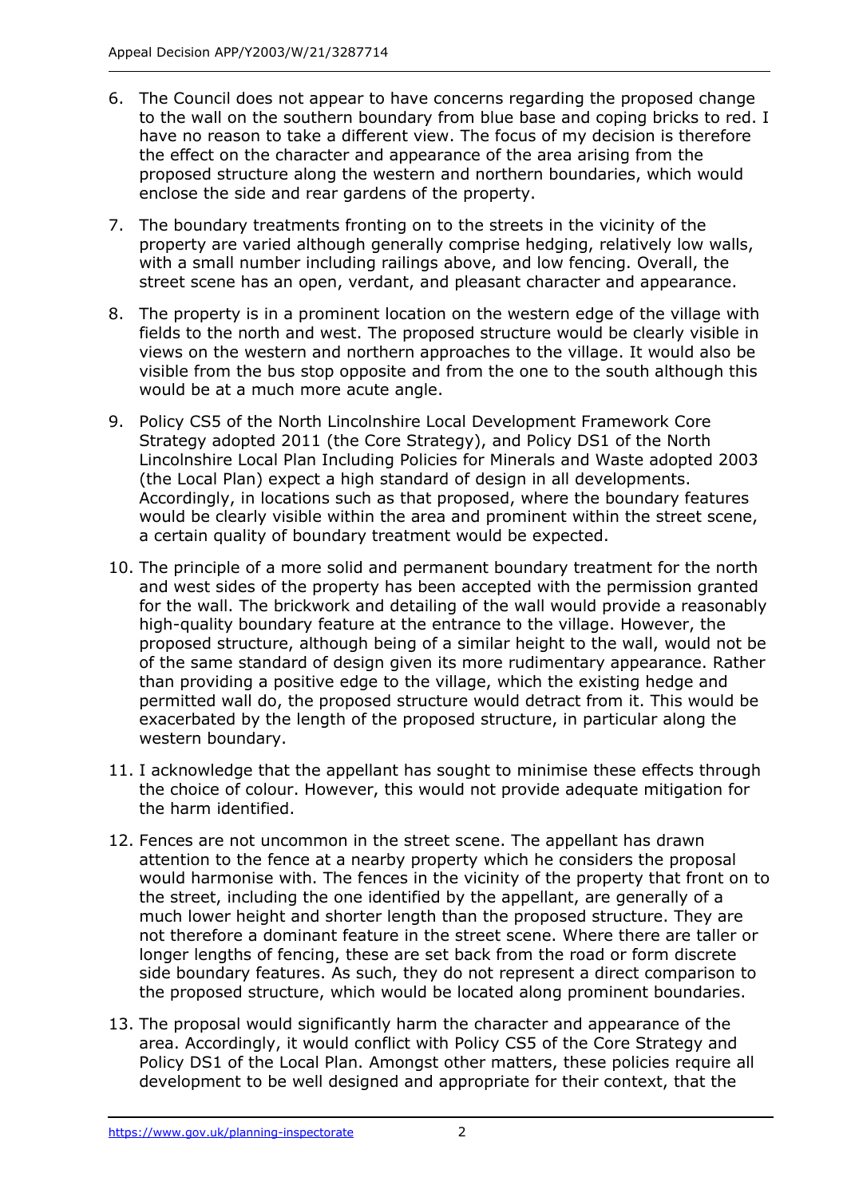6. The Council does not appear to have concerns regarding the proposed change to the wall on the southern boundary from blue base and coping bricks to red. I have no reason to take a different view. The focus of my decision is therefore the effect on the character and appearance of the area arising from the proposed structure along the western and northern boundaries, which would enclose the side and rear gardens of the property.

7. The boundary treatments fronting on to the streets in the vicinity of the property are varied although generally comprise hedging, relatively low walls, with a small number including railings above, and low fencing. Overall, the street scene has an open, verdant, and pleasant character and appearance.

8. The property is in a prominent location on the western edge of the village with fields to the north and west. The proposed structure would be clearly visible in views on the western and northern approaches to the village. It would also be visible from the bus stop opposite and from the one to the south although this would be at a much more acute angle.

9. Policy CS5 of the North Lincolnshire Local Development Framework Core Strategy adopted 2011 (the Core Strategy), and Policy DS1 of the North Lincolnshire Local Plan Including Policies for Minerals and Waste adopted 2003 (the Local Plan) expect a high standard of design in all developments. Accordingly, in locations such as that proposed, where the boundary features would be clearly visible within the area and prominent within the street scene, a certain quality of boundary treatment would be expected.

10. The principle of a more solid and permanent boundary treatment for the north and west sides of the property has been accepted with the permission granted for the wall. The brickwork and detailing of the wall would provide a reasonably high-quality boundary feature at the entrance to the village. However, the proposed structure, although being of a similar height to the wall, would not be of the same standard of design given its more rudimentary appearance. Rather than providing a positive edge to the village, which the existing hedge and permitted wall do, the proposed structure would detract from it. This would be exacerbated by the length of the proposed structure, in particular along the western boundary.

11. I acknowledge that the appellant has sought to minimise these effects through the choice of colour. However, this would not provide adequate mitigation for the harm identified.

12. Fences are not uncommon in the street scene. The appellant has drawn attention to the fence at a nearby property which he considers the proposal would harmonise with. The fences in the vicinity of the property that front on to the street, including the one identified by the appellant, are generally of a much lower height and shorter length than the proposed structure. They are not therefore a dominant feature in the street scene. Where there are taller or longer lengths of fencing, these are set back from the road or form discrete side boundary features. As such, they do not represent a direct comparison to the proposed structure, which would be located along prominent boundaries.

13. The proposal would significantly harm the character and appearance of the area. Accordingly, it would conflict with Policy CS5 of the Core Strategy and Policy DS1 of the Local Plan. Amongst other matters, these policies require all development to be well designed and appropriate for their context, that the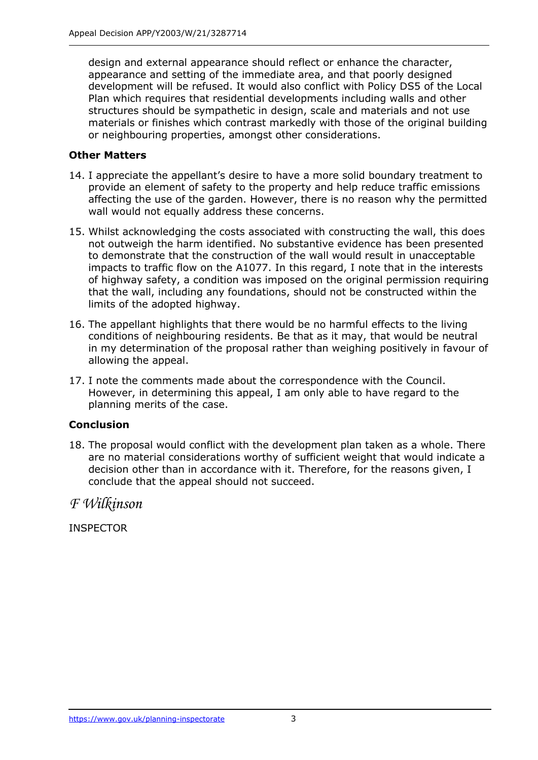design and external appearance should reflect or enhance the character, appearance and setting of the immediate area, and that poorly designed development will be refused. It would also conflict with Policy DS5 of the Local Plan which requires that residential developments including walls and other structures should be sympathetic in design, scale and materials and not use materials or finishes which contrast markedly with those of the original building or neighbouring properties, amongst other considerations.

## Other Matters

14. I appreciate the appellant's desire to have a more solid boundary treatment to provide an element of safety to the property and help reduce traffic emissions affecting the use of the garden. However, there is no reason why the permitted wall would not equally address these concerns.

15. Whilst acknowledging the costs associated with constructing the wall, this does not outweigh the harm identified. No substantive evidence has been presented to demonstrate that the construction of the wall would result in unacceptable impacts to traffic flow on the A1077. In this regard, I note that in the interests of highway safety, a condition was imposed on the original permission requiring that the wall, including any foundations, should not be constructed within the limits of the adopted highway.

16. The appellant highlights that there would be no harmful effects to the living conditions of neighbouring residents. Be that as it may, that would be neutral in my determination of the proposal rather than weighing positively in favour of allowing the appeal.

17. I note the comments made about the correspondence with the Council. However, in determining this appeal, I am only able to have regard to the planning merits of the case.

## Conclusion

18. The proposal would conflict with the development plan taken as a whole. There are no material considerations worthy of sufficient weight that would indicate a decision other than in accordance with it. Therefore, for the reasons given, I conclude that the appeal should not succeed.

*F Wilkinson*

INSPECTOR